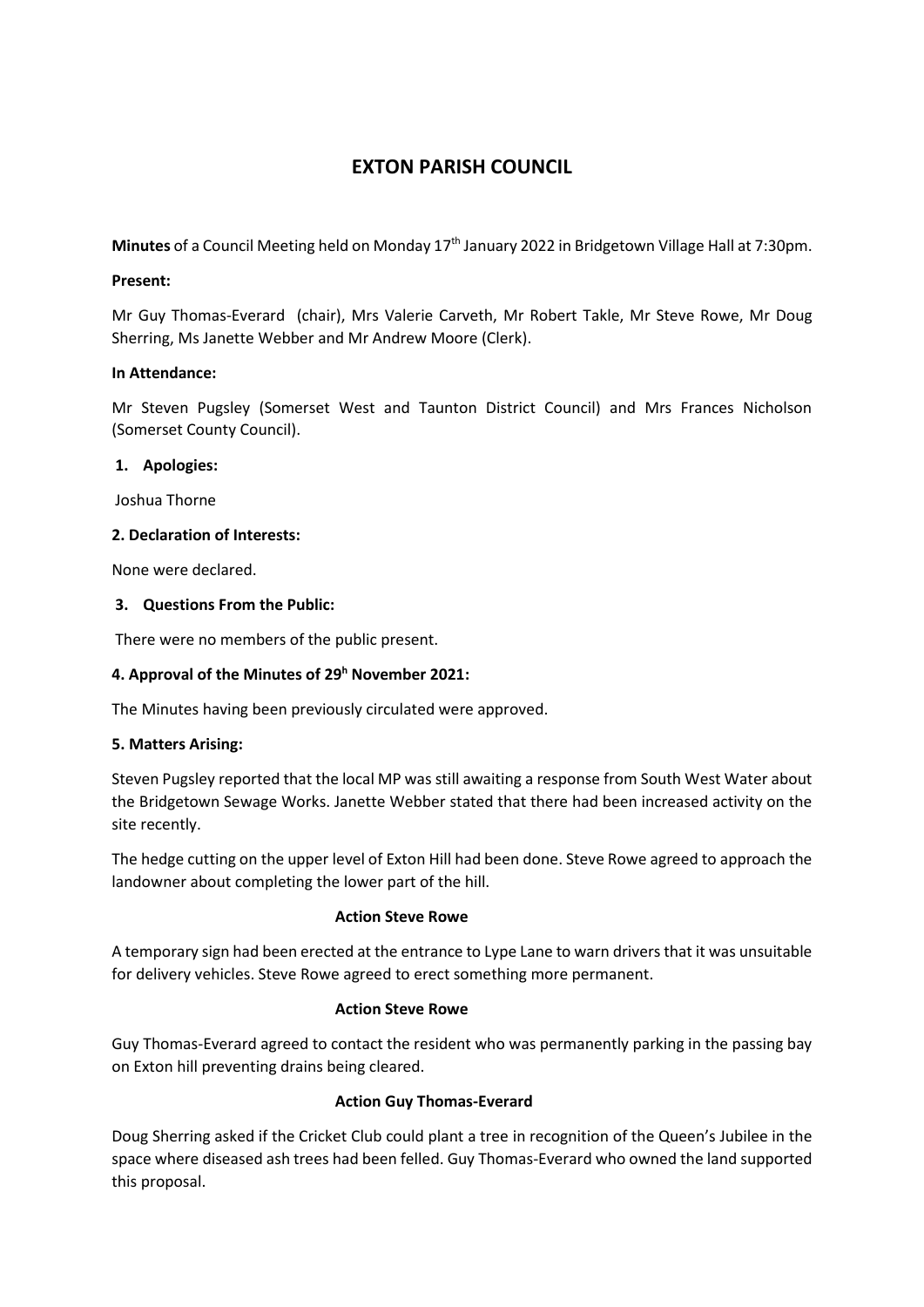# EXTON PARISH COUNCIL

**Minutes** of a Council Meeting held on Monday 17th January 2022 in Bridgetown Village Hall at 7:30pm.

**Present:**

Mr Guy Thomas-Everard (chair), Mrs Valerie Carveth, Mr Robert Takle, Mr Steve Rowe, Mr Doug Sherring, Ms Janette Webber and Mr Andrew Moore (Clerk).

**In Attendance:**

Mr Steven Pugsley (Somerset West and Taunton District Council) and Mrs Frances Nicholson (Somerset County Council).

**1. Apologies:**

Joshua Thorne

**2. Declaration of Interests:**

None were declared.

**3. Questions From the Public:**

There were no members of the public present.

**4. Approval of the Minutes of 29h November 2021:**

The Minutes having been previously circulated were approved.

**5. Matters Arising:**

Steven Pugsley reported that the local MP was still awaiting a response from South West Water about the Bridgetown Sewage Works. Janette Webber stated that there had been increased activity on the site recently.

The hedge cutting on the upper level of Exton Hill had been done. Steve Rowe agreed to approach the landowner about completing the lower part of the hill.

**Action Steve Rowe**

A temporary sign had been erected at the entrance to Lype Lane to warn drivers that it was unsuitable for delivery vehicles. Steve Rowe agreed to erect something more permanent.

**Action Steve Rowe**

Guy Thomas-Everard agreed to contact the resident who was permanently parking in the passing bay on Exton hill preventing drains being cleared.

**Action Guy Thomas-Everard**

Doug Sherring asked if the Cricket Club could plant a tree in recognition of the Queen's Jubilee in the space where diseased ash trees had been felled. Guy Thomas-Everard who owned the land supported this proposal.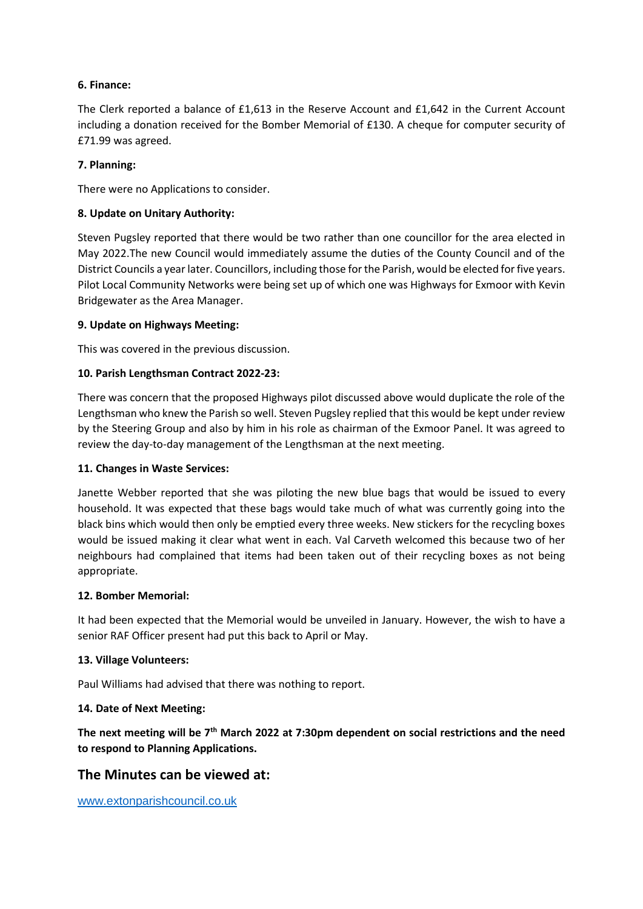**6. Finance:**

The Clerk reported a balance of £1,613 in the Reserve Account and £1,642 in the Current Account including a donation received for the Bomber Memorial of £130. A cheque for computer security of £71.99 was agreed.

**7. Planning:**

There were no Applications to consider.

**8. Update on Unitary Authority:**

Steven Pugsley reported that there would be two rather than one councillor for the area elected in May 2022.The new Council would immediately assume the duties of the County Council and of the District Councils a year later. Councillors, including those for the Parish, would be elected for five years. Pilot Local Community Networks were being set up of which one was Highways for Exmoor with Kevin Bridgewater as the Area Manager.

**9. Update on Highways Meeting:**

This was covered in the previous discussion.

**10. Parish Lengthsman Contract 2022-23:**

There was concern that the proposed Highways pilot discussed above would duplicate the role of the Lengthsman who knew the Parish so well. Steven Pugsley replied that this would be kept under review by the Steering Group and also by him in his role as chairman of the Exmoor Panel. It was agreed to review the day-to-day management of the Lengthsman at the next meeting.

**11. Changes in Waste Services:**

Janette Webber reported that she was piloting the new blue bags that would be issued to every household. It was expected that these bags would take much of what was currently going into the black bins which would then only be emptied every three weeks. New stickers for the recycling boxes would be issued making it clear what went in each. Val Carveth welcomed this because two of her neighbours had complained that items had been taken out of their recycling boxes as not being appropriate.

**12. Bomber Memorial:**

It had been expected that the Memorial would be unveiled in January. However, the wish to have a senior RAF Officer present had put this back to April or May.

**13. Village Volunteers:**

Paul Williams had advised that there was nothing to report.

**14. Date of Next Meeting:**

**The next meeting will be 7th March 2022 at 7:30pm dependent on social restrictions and the need to respond to Planning Applications.**

## The Minutes can be viewed at:

www.extonparishcouncil.co.uk